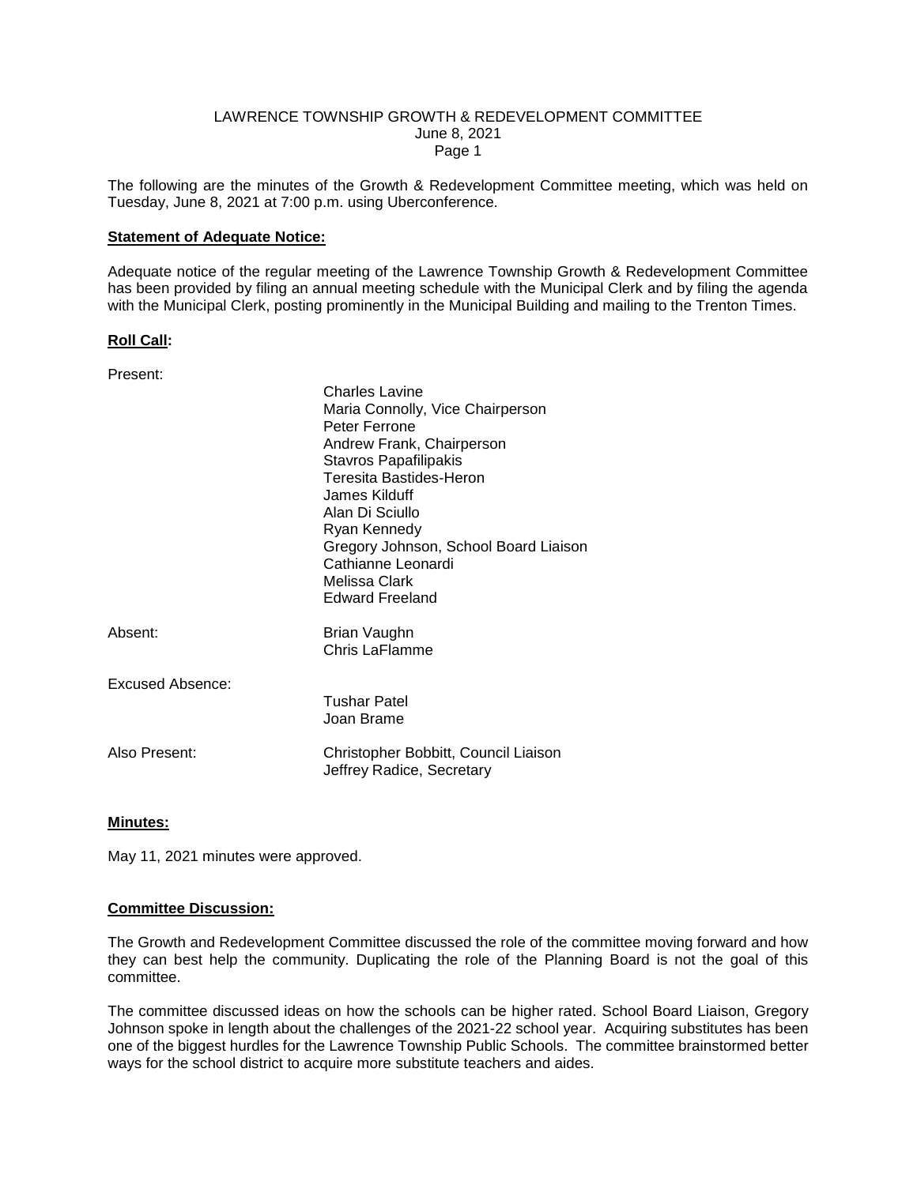# LAWRENCE TOWNSHIP GROWTH & REDEVELOPMENT COMMITTEE
June 8, 2021

The following are the minutes of the Growth & Redevelopment Committee meeting, which was held on Tuesday, June 8, 2021 at 7:00 p.m. using Uberconference.

**Statement of Adequate Notice:**

Adequate notice of the regular meeting of the Lawrence Township Growth & Redevelopment Committee has been provided by filing an annual meeting schedule with the Municipal Clerk and by filing the agenda with the Municipal Clerk, posting prominently in the Municipal Building and mailing to the Trenton Times.

**Roll Call:**

| | |
|---|---|
| Present: | Charles Lavine<br>Maria Connolly, Vice Chairperson<br>Peter Ferrone<br>Andrew Frank, Chairperson<br>Stavros Papafilipakis<br>Teresita Bastides-Heron<br>James Kilduff<br>Alan Di Sciullo<br>Ryan Kennedy<br>Gregory Johnson, School Board Liaison<br>Cathianne Leonardi<br>Melissa Clark<br>Edward Freeland |
| Absent: | Brian Vaughn<br>Chris LaFlamme |
| Excused Absence: | Tushar Patel<br>Joan Brame |
| Also Present: | Christopher Bobbitt, Council Liaison<br>Jeffrey Radice, Secretary |

**Minutes:**

May 11, 2021 minutes were approved.

**Committee Discussion:**

The Growth and Redevelopment Committee discussed the role of the committee moving forward and how they can best help the community. Duplicating the role of the Planning Board is not the goal of this committee.

The committee discussed ideas on how the schools can be higher rated. School Board Liaison, Gregory Johnson spoke in length about the challenges of the 2021-22 school year. Acquiring substitutes has been one of the biggest hurdles for the Lawrence Township Public Schools. The committee brainstormed better ways for the school district to acquire more substitute teachers and aides.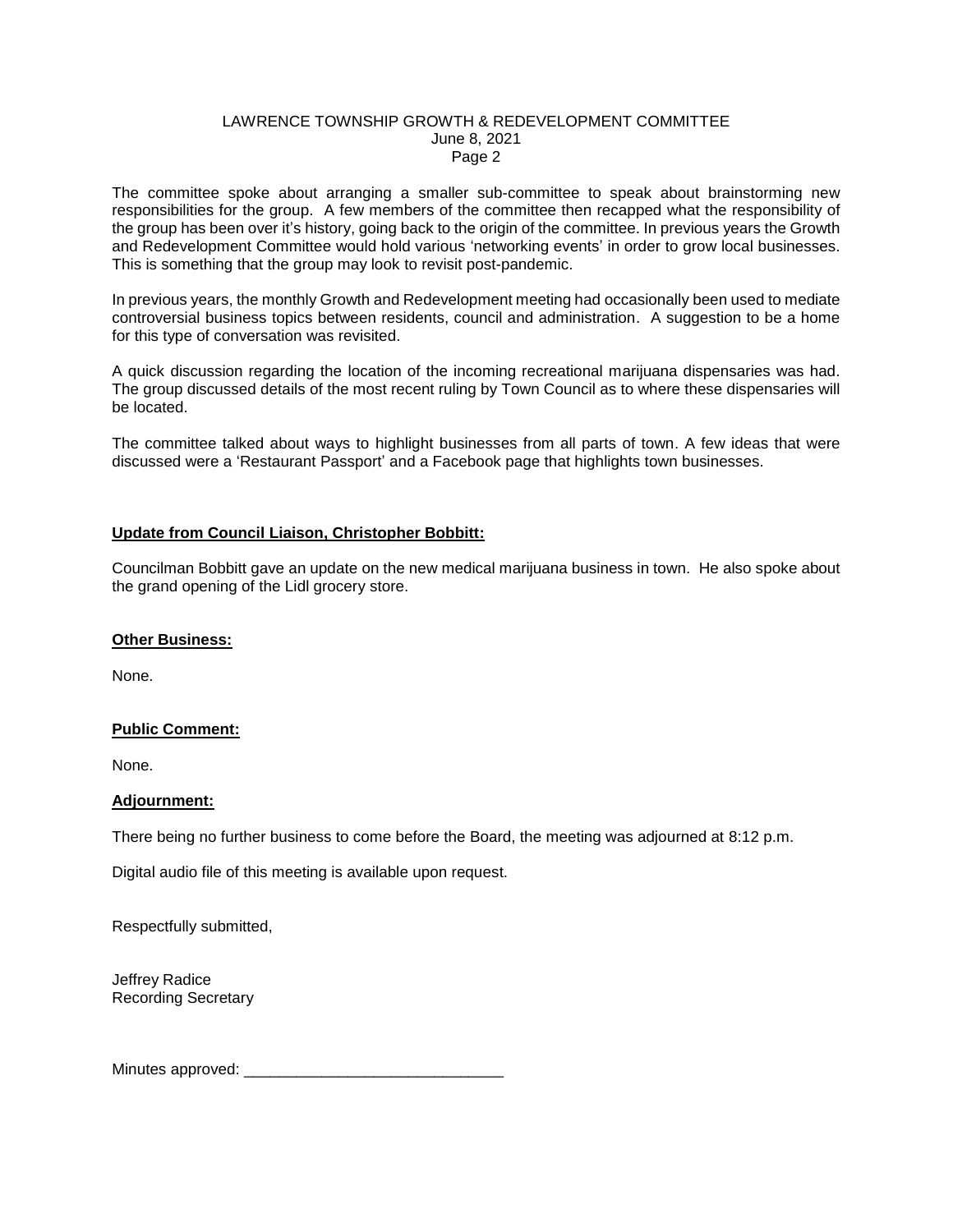The committee spoke about arranging a smaller sub-committee to speak about brainstorming new responsibilities for the group. A few members of the committee then recapped what the responsibility of the group has been over it's history, going back to the origin of the committee. In previous years the Growth and Redevelopment Committee would hold various 'networking events' in order to grow local businesses. This is something that the group may look to revisit post-pandemic.

In previous years, the monthly Growth and Redevelopment meeting had occasionally been used to mediate controversial business topics between residents, council and administration. A suggestion to be a home for this type of conversation was revisited.

A quick discussion regarding the location of the incoming recreational marijuana dispensaries was had. The group discussed details of the most recent ruling by Town Council as to where these dispensaries will be located.

The committee talked about ways to highlight businesses from all parts of town. A few ideas that were discussed were a 'Restaurant Passport' and a Facebook page that highlights town businesses.

**Update from Council Liaison, Christopher Bobbitt:**

Councilman Bobbitt gave an update on the new medical marijuana business in town. He also spoke about the grand opening of the Lidl grocery store.

**Other Business:**

None.

**Public Comment:**

None.

**Adjournment:**

There being no further business to come before the Board, the meeting was adjourned at 8:12 p.m.

Digital audio file of this meeting is available upon request.

Respectfully submitted,

Jeffrey Radice
Recording Secretary

Minutes approved: ______________________________